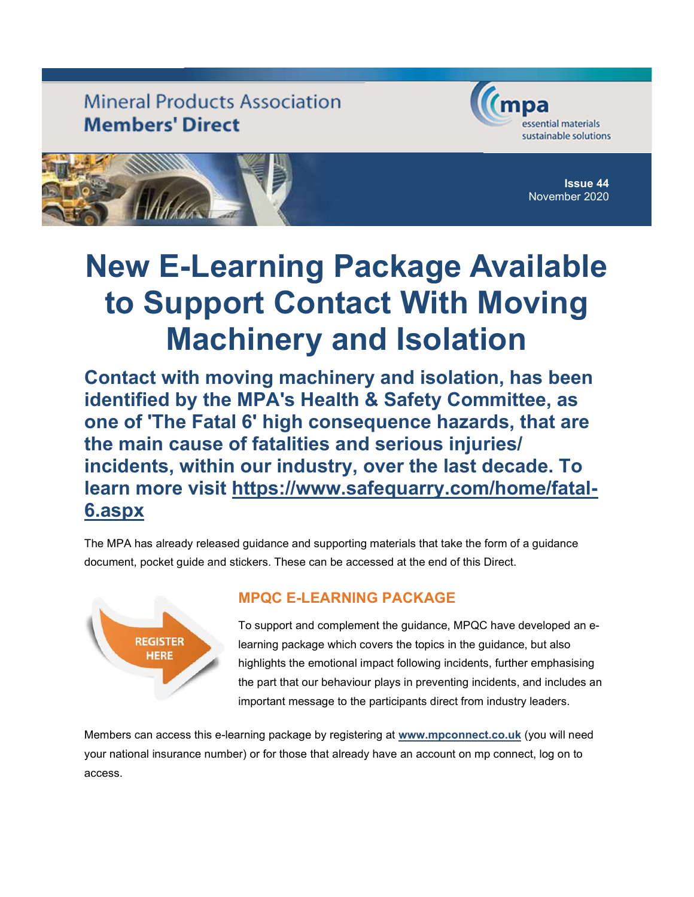Mineral Products Association
**Members' Direct**

mpa
essential materials
sustainable solutions

**Issue 44**
November 2020

# New E-Learning Package Available to Support Contact With Moving Machinery and Isolation

## Contact with moving machinery and isolation, has been identified by the MPA's Health & Safety Committee, as one of 'The Fatal 6' high consequence hazards, that are the main cause of fatalities and serious injuries/ incidents, within our industry, over the last decade. To learn more visit https://www.safequarry.com/home/fatal-6.aspx

The MPA has already released guidance and supporting materials that take the form of a guidance document, pocket guide and stickers. These can be accessed at the end of this Direct.

REGISTER HERE

### MPQC E-LEARNING PACKAGE

To support and complement the guidance, MPQC have developed an e-learning package which covers the topics in the guidance, but also highlights the emotional impact following incidents, further emphasising the part that our behaviour plays in preventing incidents, and includes an important message to the participants direct from industry leaders.

Members can access this e-learning package by registering at **www.mpconnect.co.uk** (you will need your national insurance number) or for those that already have an account on mp connect, log on to access.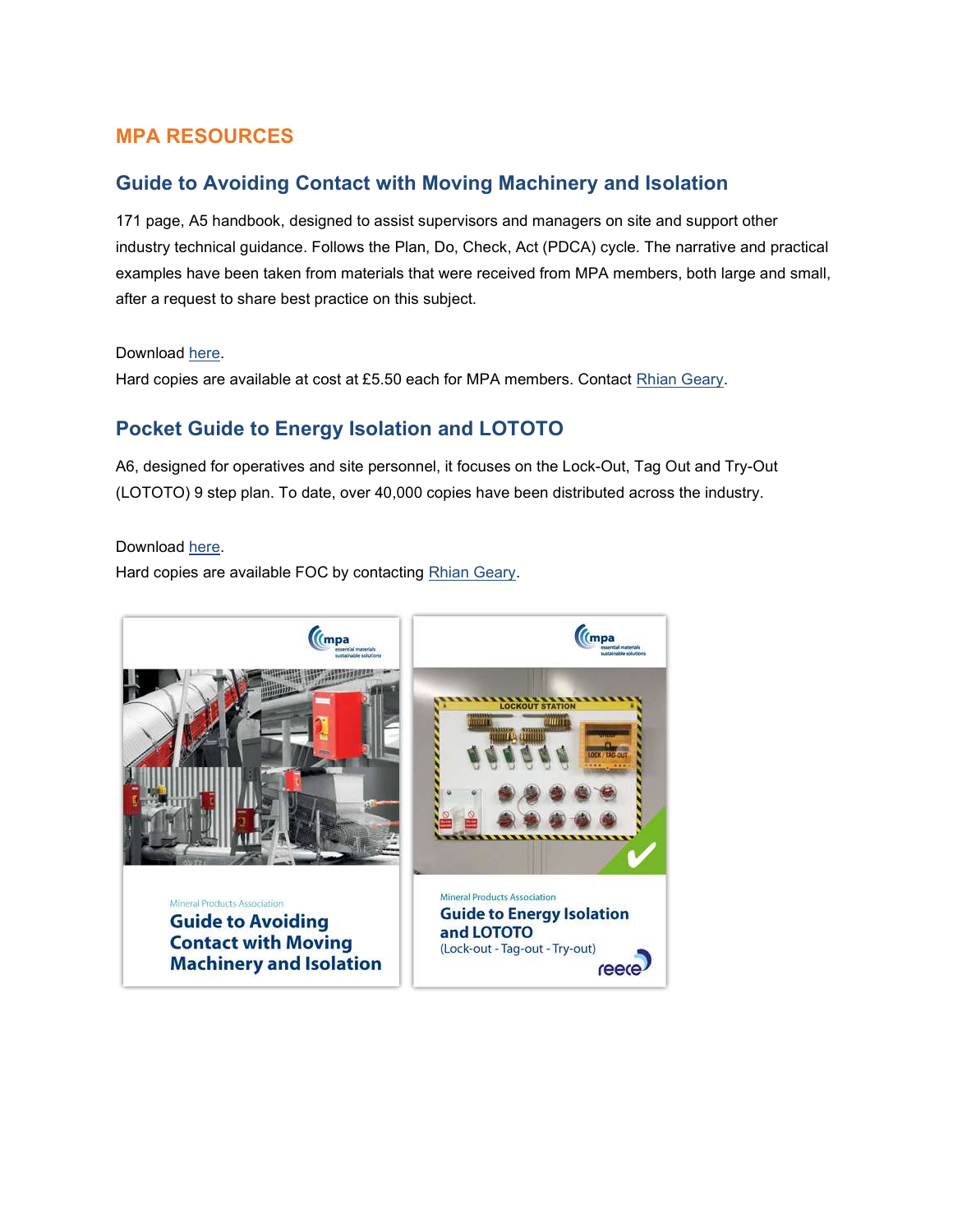# MPA RESOURCES

## Guide to Avoiding Contact with Moving Machinery and Isolation

171 page, A5 handbook, designed to assist supervisors and managers on site and support other industry technical guidance. Follows the Plan, Do, Check, Act (PDCA) cycle. The narrative and practical examples have been taken from materials that were received from MPA members, both large and small, after a request to share best practice on this subject.

Download here.
Hard copies are available at cost at £5.50 each for MPA members. Contact Rhian Geary.

## Pocket Guide to Energy Isolation and LOTOTO

A6, designed for operatives and site personnel, it focuses on the Lock-Out, Tag Out and Try-Out (LOTOTO) 9 step plan. To date, over 40,000 copies have been distributed across the industry.

Download here.
Hard copies are available FOC by contacting Rhian Geary.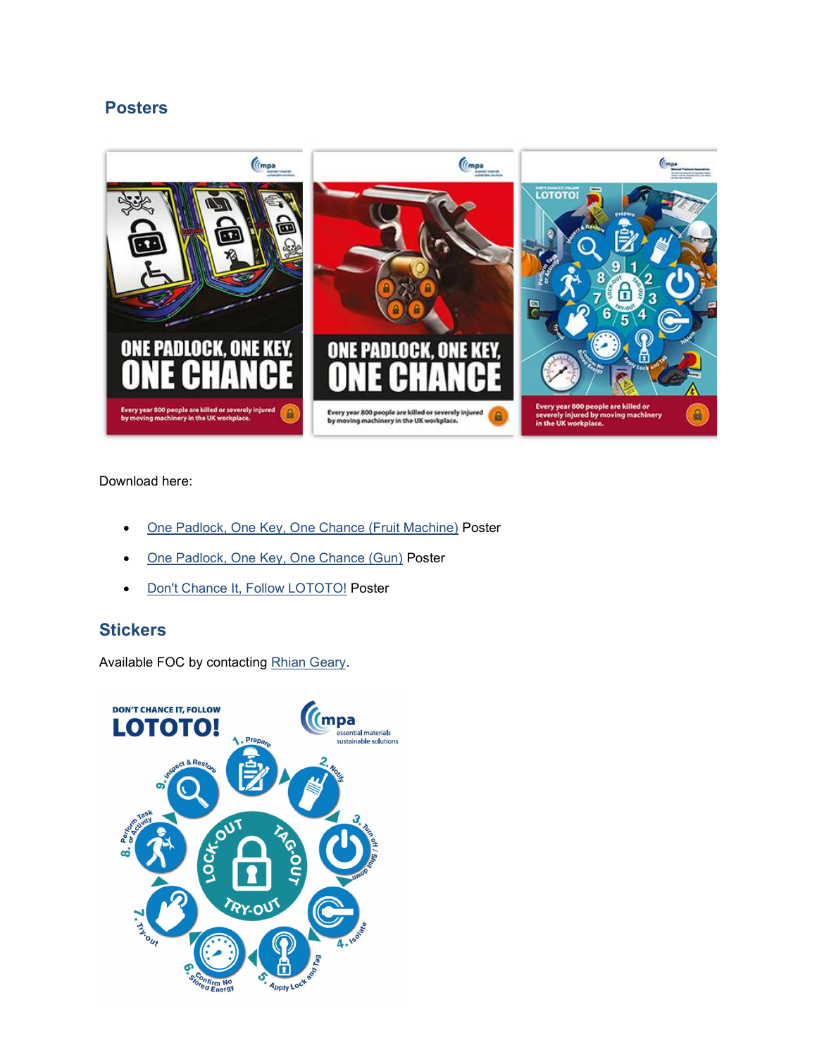## Posters

Download here:

- One Padlock, One Key, One Chance (Fruit Machine) Poster
- One Padlock, One Key, One Chance (Gun) Poster
- Don't Chance It, Follow LOTOTO! Poster

## Stickers

Available FOC by contacting Rhian Geary.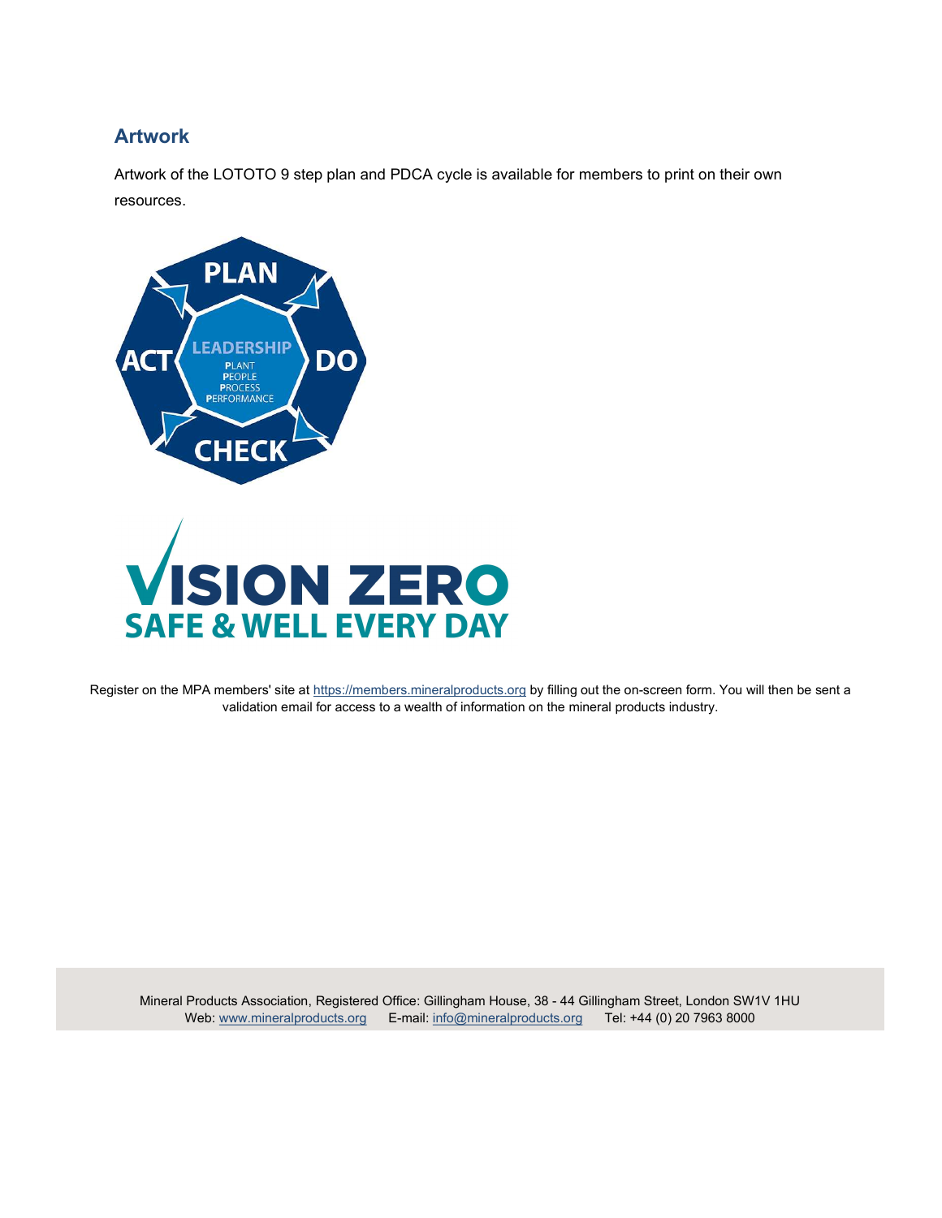## Artwork

Artwork of the LOTOTO 9 step plan and PDCA cycle is available for members to print on their own resources.

PLAN

DO

CHECK

ACT

LEADERSHIP

PLANT
PEOPLE
PROCESS
PERFORMANCE

VISION ZERO
SAFE & WELL EVERY DAY

Register on the MPA members' site at https://members.mineralproducts.org by filling out the on-screen form. You will then be sent a validation email for access to a wealth of information on the mineral products industry.

Mineral Products Association, Registered Office: Gillingham House, 38 - 44 Gillingham Street, London SW1V 1HU
Web: www.mineralproducts.org E-mail: info@mineralproducts.org Tel: +44 (0) 20 7963 8000